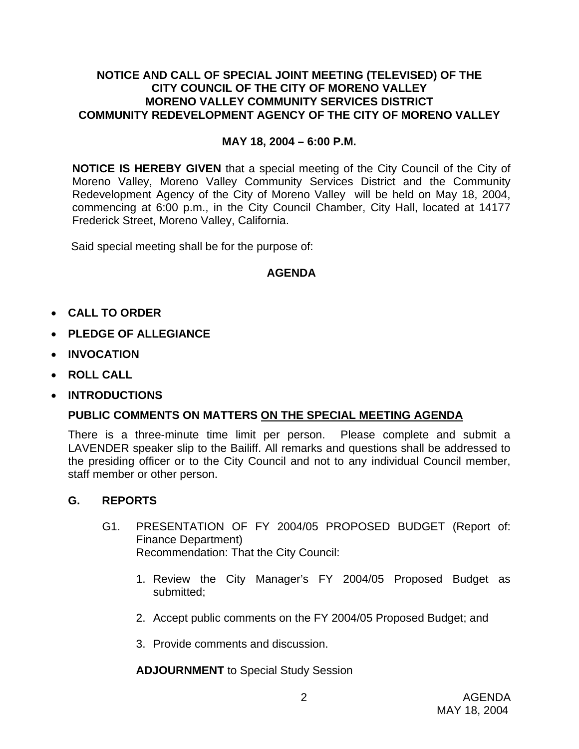**NOTICE AND CALL OF SPECIAL JOINT MEETING (TELEVISED) OF THE CITY COUNCIL OF THE CITY OF MORENO VALLEY MORENO VALLEY COMMUNITY SERVICES DISTRICT COMMUNITY REDEVELOPMENT AGENCY OF THE CITY OF MORENO VALLEY**

**MAY 18, 2004 – 6:00 P.M.**

**NOTICE IS HEREBY GIVEN** that a special meeting of the City Council of the City of Moreno Valley, Moreno Valley Community Services District and the Community Redevelopment Agency of the City of Moreno Valley will be held on May 18, 2004, commencing at 6:00 p.m., in the City Council Chamber, City Hall, located at 14177 Frederick Street, Moreno Valley, California.

Said special meeting shall be for the purpose of:

**AGENDA**

- **CALL TO ORDER**
- **PLEDGE OF ALLEGIANCE**
- **INVOCATION**
- **ROLL CALL**
- **INTRODUCTIONS**

**PUBLIC COMMENTS ON MATTERS ON THE SPECIAL MEETING AGENDA**

There is a three-minute time limit per person. Please complete and submit a LAVENDER speaker slip to the Bailiff. All remarks and questions shall be addressed to the presiding officer or to the City Council and not to any individual Council member, staff member or other person.

**G. REPORTS**

G1. PRESENTATION OF FY 2004/05 PROPOSED BUDGET (Report of: Finance Department)
Recommendation: That the City Council:

1. Review the City Manager's FY 2004/05 Proposed Budget as submitted;
2. Accept public comments on the FY 2004/05 Proposed Budget; and
3. Provide comments and discussion.

**ADJOURNMENT** to Special Study Session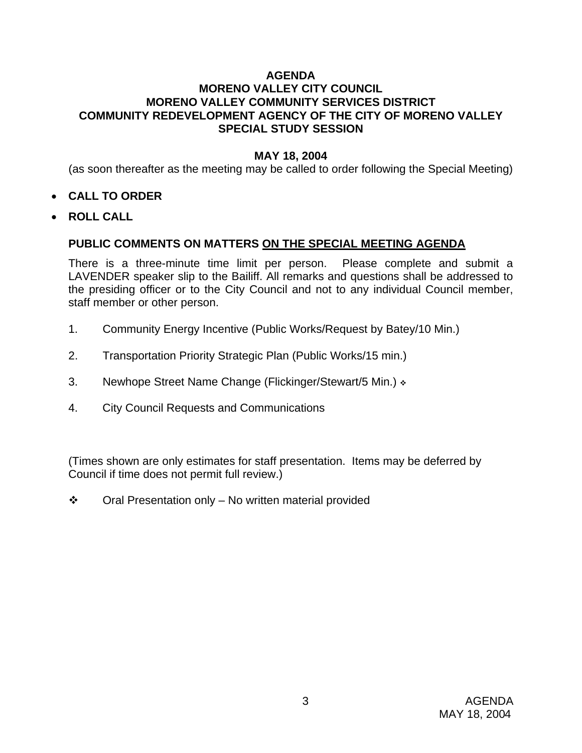**AGENDA**
**MORENO VALLEY CITY COUNCIL**
**MORENO VALLEY COMMUNITY SERVICES DISTRICT**
**COMMUNITY REDEVELOPMENT AGENCY OF THE CITY OF MORENO VALLEY**
**SPECIAL STUDY SESSION**

**MAY 18, 2004**

(as soon thereafter as the meeting may be called to order following the Special Meeting)

- **CALL TO ORDER**
- **ROLL CALL**

**PUBLIC COMMENTS ON MATTERS <u>ON THE SPECIAL MEETING AGENDA</u>**

There is a three-minute time limit per person. Please complete and submit a LAVENDER speaker slip to the Bailiff. All remarks and questions shall be addressed to the presiding officer or to the City Council and not to any individual Council member, staff member or other person.

1. Community Energy Incentive (Public Works/Request by Batey/10 Min.)

2. Transportation Priority Strategic Plan (Public Works/15 min.)

3. Newhope Street Name Change (Flickinger/Stewart/5 Min.) ❖

4. City Council Requests and Communications

(Times shown are only estimates for staff presentation. Items may be deferred by Council if time does not permit full review.)

❖ Oral Presentation only – No written material provided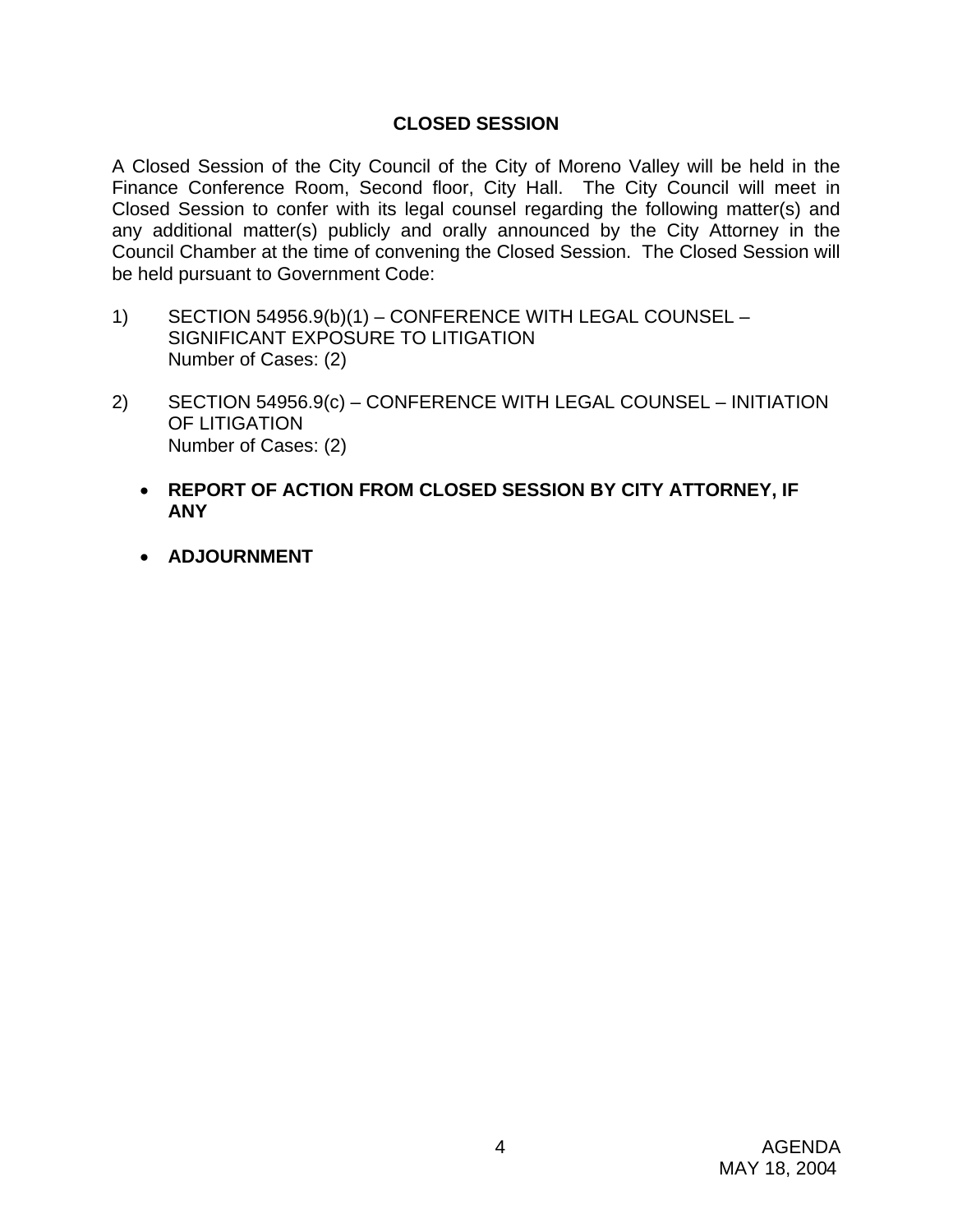## CLOSED SESSION

A Closed Session of the City Council of the City of Moreno Valley will be held in the Finance Conference Room, Second floor, City Hall. The City Council will meet in Closed Session to confer with its legal counsel regarding the following matter(s) and any additional matter(s) publicly and orally announced by the City Attorney in the Council Chamber at the time of convening the Closed Session. The Closed Session will be held pursuant to Government Code:

1) SECTION 54956.9(b)(1) – CONFERENCE WITH LEGAL COUNSEL – SIGNIFICANT EXPOSURE TO LITIGATION
   Number of Cases: (2)

2) SECTION 54956.9(c) – CONFERENCE WITH LEGAL COUNSEL – INITIATION OF LITIGATION
   Number of Cases: (2)

- **REPORT OF ACTION FROM CLOSED SESSION BY CITY ATTORNEY, IF ANY**
- **ADJOURNMENT**